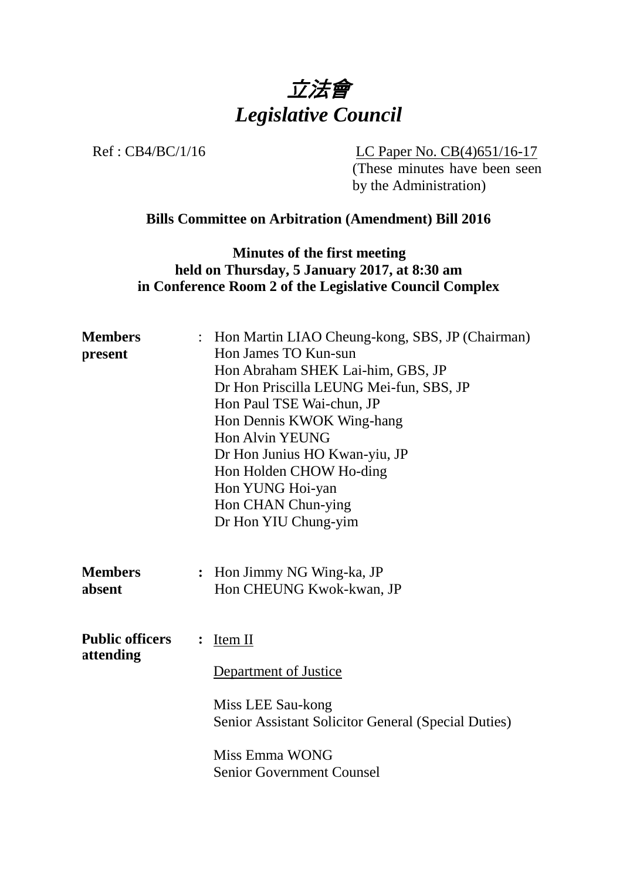# *立法會*
# *Legislative Council*

Ref : CB4/BC/1/16

LC Paper No. CB(4)651/16-17
(These minutes have been seen by the Administration)

**Bills Committee on Arbitration (Amendment) Bill 2016**

**Minutes of the first meeting held on Thursday, 5 January 2017, at 8:30 am in Conference Room 2 of the Legislative Council Complex**

| | | |
|---|---|---|
| **Members present** | : | Hon Martin LIAO Cheung-kong, SBS, JP (Chairman)<br>Hon James TO Kun-sun<br>Hon Abraham SHEK Lai-him, GBS, JP<br>Dr Hon Priscilla LEUNG Mei-fun, SBS, JP<br>Hon Paul TSE Wai-chun, JP<br>Hon Dennis KWOK Wing-hang<br>Hon Alvin YEUNG<br>Dr Hon Junius HO Kwan-yiu, JP<br>Hon Holden CHOW Ho-ding<br>Hon YUNG Hoi-yan<br>Hon CHAN Chun-ying<br>Dr Hon YIU Chung-yim |
| **Members absent** | : | Hon Jimmy NG Wing-ka, JP<br>Hon CHEUNG Kwok-kwan, JP |
| **Public officers attending** | : | Item II<br><br>Department of Justice<br><br>Miss LEE Sau-kong<br>Senior Assistant Solicitor General (Special Duties)<br><br>Miss Emma WONG<br>Senior Government Counsel |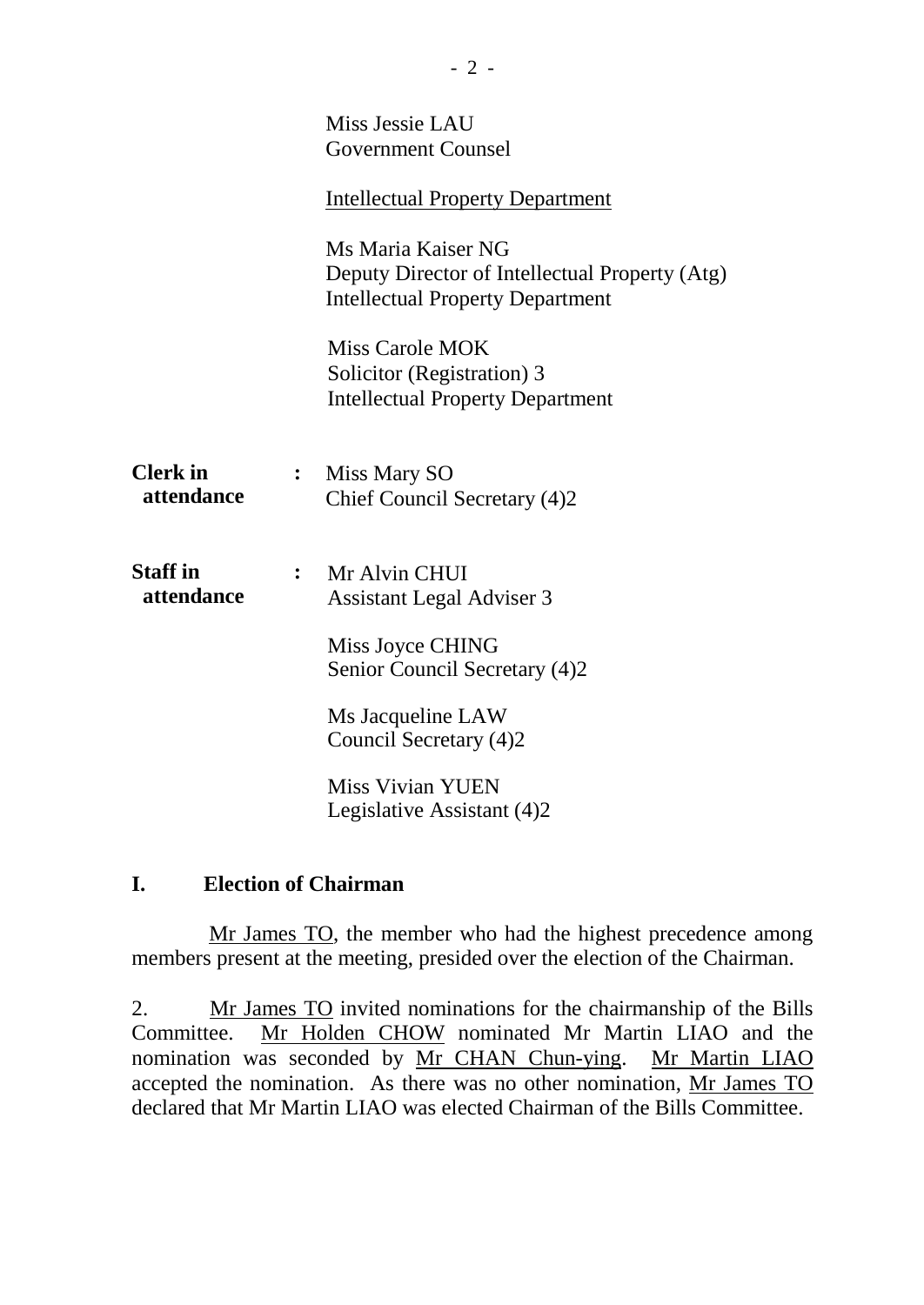Miss Jessie LAU
Government Counsel

Intellectual Property Department

Ms Maria Kaiser NG
Deputy Director of Intellectual Property (Atg)
Intellectual Property Department

Miss Carole MOK
Solicitor (Registration) 3
Intellectual Property Department

**Clerk in attendance** : Miss Mary SO
Chief Council Secretary (4)2

**Staff in attendance** : Mr Alvin CHUI
Assistant Legal Adviser 3

Miss Joyce CHING
Senior Council Secretary (4)2

Ms Jacqueline LAW
Council Secretary (4)2

Miss Vivian YUEN
Legislative Assistant (4)2

## I. Election of Chairman

Mr James TO, the member who had the highest precedence among members present at the meeting, presided over the election of the Chairman.

2. Mr James TO invited nominations for the chairmanship of the Bills Committee. Mr Holden CHOW nominated Mr Martin LIAO and the nomination was seconded by Mr CHAN Chun-ying. Mr Martin LIAO accepted the nomination. As there was no other nomination, Mr James TO declared that Mr Martin LIAO was elected Chairman of the Bills Committee.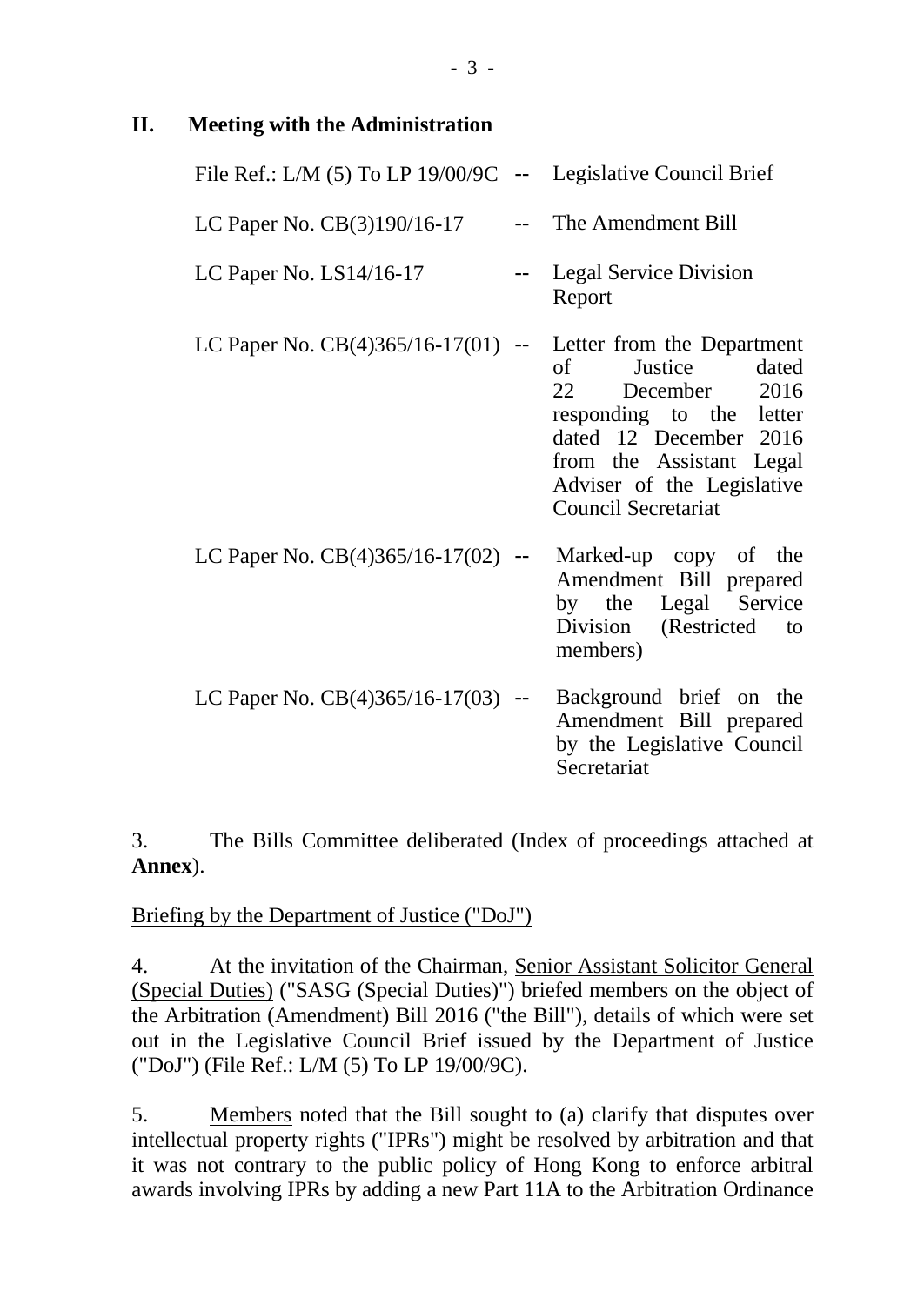## II. Meeting with the Administration

| | | |
|---|---|---|
| File Ref.: L/M (5) To LP 19/00/9C | -- | Legislative Council Brief |
| LC Paper No. CB(3)190/16-17 | -- | The Amendment Bill |
| LC Paper No. LS14/16-17 | -- | Legal Service Division Report |
| LC Paper No. CB(4)365/16-17(01) | -- | Letter from the Department of Justice dated 22 December 2016 responding to the letter dated 12 December 2016 from the Assistant Legal Adviser of the Legislative Council Secretariat |
| LC Paper No. CB(4)365/16-17(02) | -- | Marked-up copy of the Amendment Bill prepared by the Legal Service Division (Restricted to members) |
| LC Paper No. CB(4)365/16-17(03) | -- | Background brief on the Amendment Bill prepared by the Legislative Council Secretariat |

3. The Bills Committee deliberated (Index of proceedings attached at **Annex**).

Briefing by the Department of Justice ("DoJ")

4. At the invitation of the Chairman, Senior Assistant Solicitor General (Special Duties) ("SASG (Special Duties)") briefed members on the object of the Arbitration (Amendment) Bill 2016 ("the Bill"), details of which were set out in the Legislative Council Brief issued by the Department of Justice ("DoJ") (File Ref.: L/M (5) To LP 19/00/9C).

5. Members noted that the Bill sought to (a) clarify that disputes over intellectual property rights ("IPRs") might be resolved by arbitration and that it was not contrary to the public policy of Hong Kong to enforce arbitral awards involving IPRs by adding a new Part 11A to the Arbitration Ordinance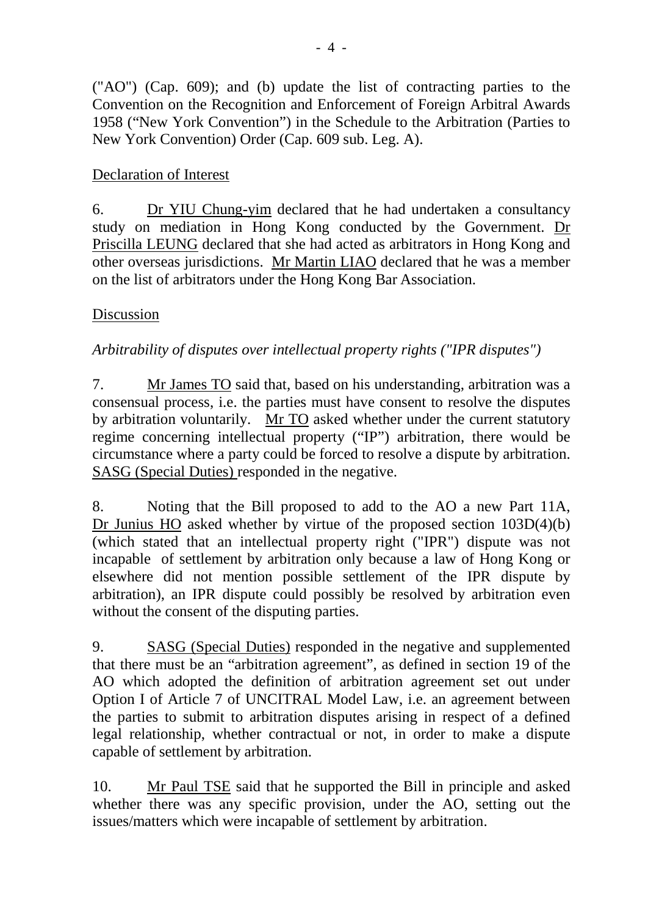("AO") (Cap. 609); and (b) update the list of contracting parties to the Convention on the Recognition and Enforcement of Foreign Arbitral Awards 1958 ("New York Convention") in the Schedule to the Arbitration (Parties to New York Convention) Order (Cap. 609 sub. Leg. A).

## Declaration of Interest

6. Dr YIU Chung-yim declared that he had undertaken a consultancy study on mediation in Hong Kong conducted by the Government. Dr Priscilla LEUNG declared that she had acted as arbitrators in Hong Kong and other overseas jurisdictions. Mr Martin LIAO declared that he was a member on the list of arbitrators under the Hong Kong Bar Association.

## Discussion

*Arbitrability of disputes over intellectual property rights ("IPR disputes")*

7. Mr James TO said that, based on his understanding, arbitration was a consensual process, i.e. the parties must have consent to resolve the disputes by arbitration voluntarily. Mr TO asked whether under the current statutory regime concerning intellectual property ("IP") arbitration, there would be circumstance where a party could be forced to resolve a dispute by arbitration. SASG (Special Duties) responded in the negative.

8. Noting that the Bill proposed to add to the AO a new Part 11A, Dr Junius HO asked whether by virtue of the proposed section 103D(4)(b) (which stated that an intellectual property right ("IPR") dispute was not incapable of settlement by arbitration only because a law of Hong Kong or elsewhere did not mention possible settlement of the IPR dispute by arbitration), an IPR dispute could possibly be resolved by arbitration even without the consent of the disputing parties.

9. SASG (Special Duties) responded in the negative and supplemented that there must be an "arbitration agreement", as defined in section 19 of the AO which adopted the definition of arbitration agreement set out under Option I of Article 7 of UNCITRAL Model Law, i.e. an agreement between the parties to submit to arbitration disputes arising in respect of a defined legal relationship, whether contractual or not, in order to make a dispute capable of settlement by arbitration.

10. Mr Paul TSE said that he supported the Bill in principle and asked whether there was any specific provision, under the AO, setting out the issues/matters which were incapable of settlement by arbitration.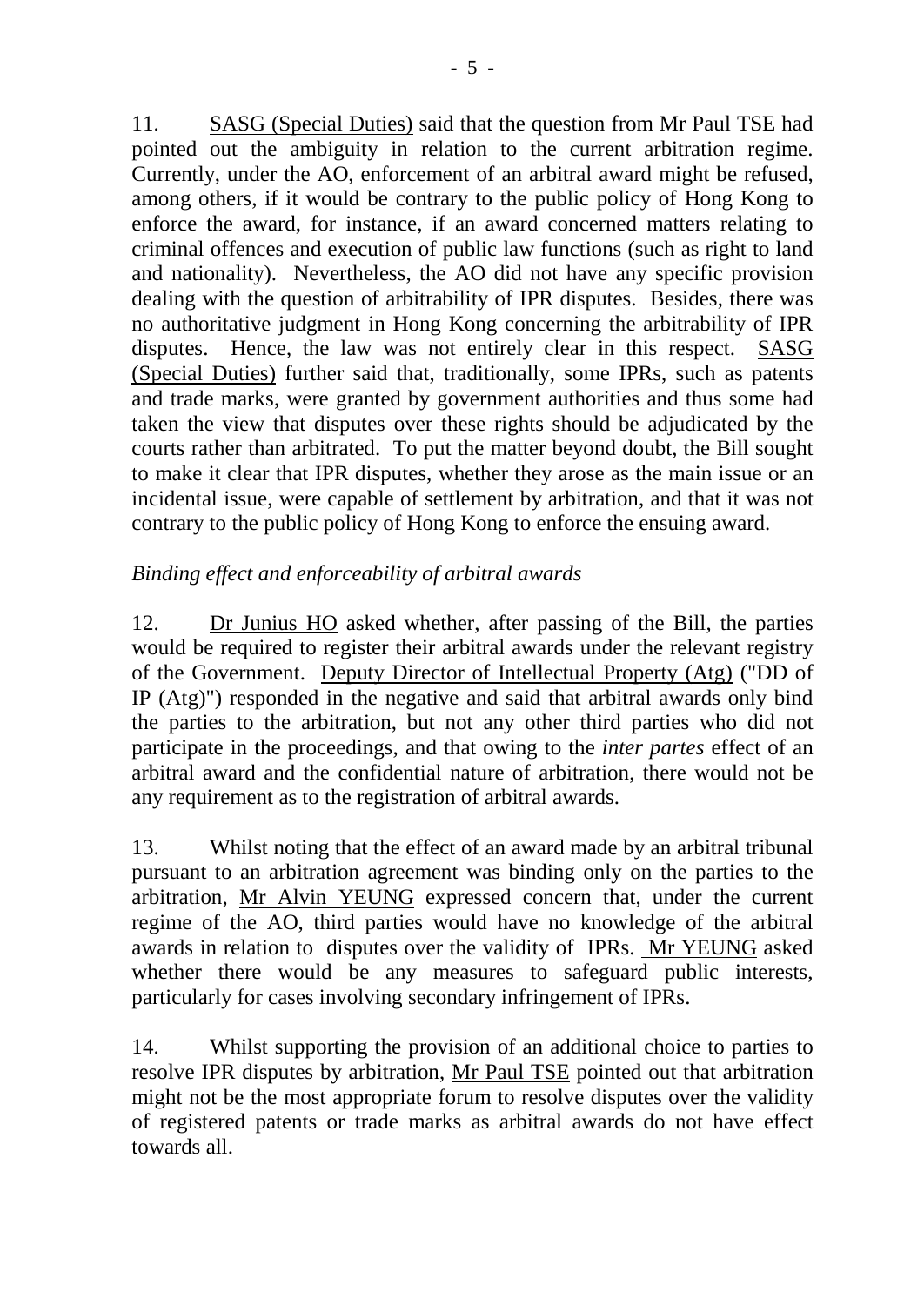11. SASG (Special Duties) said that the question from Mr Paul TSE had pointed out the ambiguity in relation to the current arbitration regime. Currently, under the AO, enforcement of an arbitral award might be refused, among others, if it would be contrary to the public policy of Hong Kong to enforce the award, for instance, if an award concerned matters relating to criminal offences and execution of public law functions (such as right to land and nationality). Nevertheless, the AO did not have any specific provision dealing with the question of arbitrability of IPR disputes. Besides, there was no authoritative judgment in Hong Kong concerning the arbitrability of IPR disputes. Hence, the law was not entirely clear in this respect. SASG (Special Duties) further said that, traditionally, some IPRs, such as patents and trade marks, were granted by government authorities and thus some had taken the view that disputes over these rights should be adjudicated by the courts rather than arbitrated. To put the matter beyond doubt, the Bill sought to make it clear that IPR disputes, whether they arose as the main issue or an incidental issue, were capable of settlement by arbitration, and that it was not contrary to the public policy of Hong Kong to enforce the ensuing award.

*Binding effect and enforceability of arbitral awards*

12. Dr Junius HO asked whether, after passing of the Bill, the parties would be required to register their arbitral awards under the relevant registry of the Government. Deputy Director of Intellectual Property (Atg) ("DD of IP (Atg)") responded in the negative and said that arbitral awards only bind the parties to the arbitration, but not any other third parties who did not participate in the proceedings, and that owing to the *inter partes* effect of an arbitral award and the confidential nature of arbitration, there would not be any requirement as to the registration of arbitral awards.

13. Whilst noting that the effect of an award made by an arbitral tribunal pursuant to an arbitration agreement was binding only on the parties to the arbitration, Mr Alvin YEUNG expressed concern that, under the current regime of the AO, third parties would have no knowledge of the arbitral awards in relation to disputes over the validity of IPRs. Mr YEUNG asked whether there would be any measures to safeguard public interests, particularly for cases involving secondary infringement of IPRs.

14. Whilst supporting the provision of an additional choice to parties to resolve IPR disputes by arbitration, Mr Paul TSE pointed out that arbitration might not be the most appropriate forum to resolve disputes over the validity of registered patents or trade marks as arbitral awards do not have effect towards all.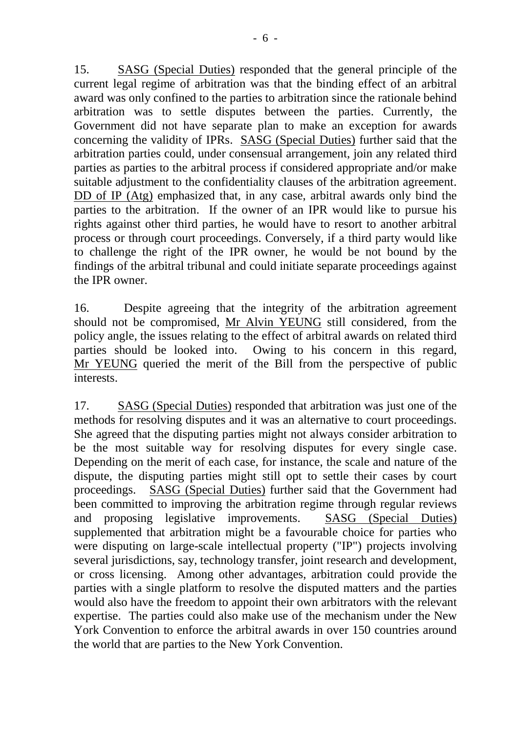15. SASG (Special Duties) responded that the general principle of the current legal regime of arbitration was that the binding effect of an arbitral award was only confined to the parties to arbitration since the rationale behind arbitration was to settle disputes between the parties. Currently, the Government did not have separate plan to make an exception for awards concerning the validity of IPRs. SASG (Special Duties) further said that the arbitration parties could, under consensual arrangement, join any related third parties as parties to the arbitral process if considered appropriate and/or make suitable adjustment to the confidentiality clauses of the arbitration agreement. DD of IP (Atg) emphasized that, in any case, arbitral awards only bind the parties to the arbitration. If the owner of an IPR would like to pursue his rights against other third parties, he would have to resort to another arbitral process or through court proceedings. Conversely, if a third party would like to challenge the right of the IPR owner, he would be not bound by the findings of the arbitral tribunal and could initiate separate proceedings against the IPR owner.

16. Despite agreeing that the integrity of the arbitration agreement should not be compromised, Mr Alvin YEUNG still considered, from the policy angle, the issues relating to the effect of arbitral awards on related third parties should be looked into. Owing to his concern in this regard, Mr YEUNG queried the merit of the Bill from the perspective of public interests.

17. SASG (Special Duties) responded that arbitration was just one of the methods for resolving disputes and it was an alternative to court proceedings. She agreed that the disputing parties might not always consider arbitration to be the most suitable way for resolving disputes for every single case. Depending on the merit of each case, for instance, the scale and nature of the dispute, the disputing parties might still opt to settle their cases by court proceedings. SASG (Special Duties) further said that the Government had been committed to improving the arbitration regime through regular reviews and proposing legislative improvements. SASG (Special Duties) supplemented that arbitration might be a favourable choice for parties who were disputing on large-scale intellectual property ("IP") projects involving several jurisdictions, say, technology transfer, joint research and development, or cross licensing. Among other advantages, arbitration could provide the parties with a single platform to resolve the disputed matters and the parties would also have the freedom to appoint their own arbitrators with the relevant expertise. The parties could also make use of the mechanism under the New York Convention to enforce the arbitral awards in over 150 countries around the world that are parties to the New York Convention.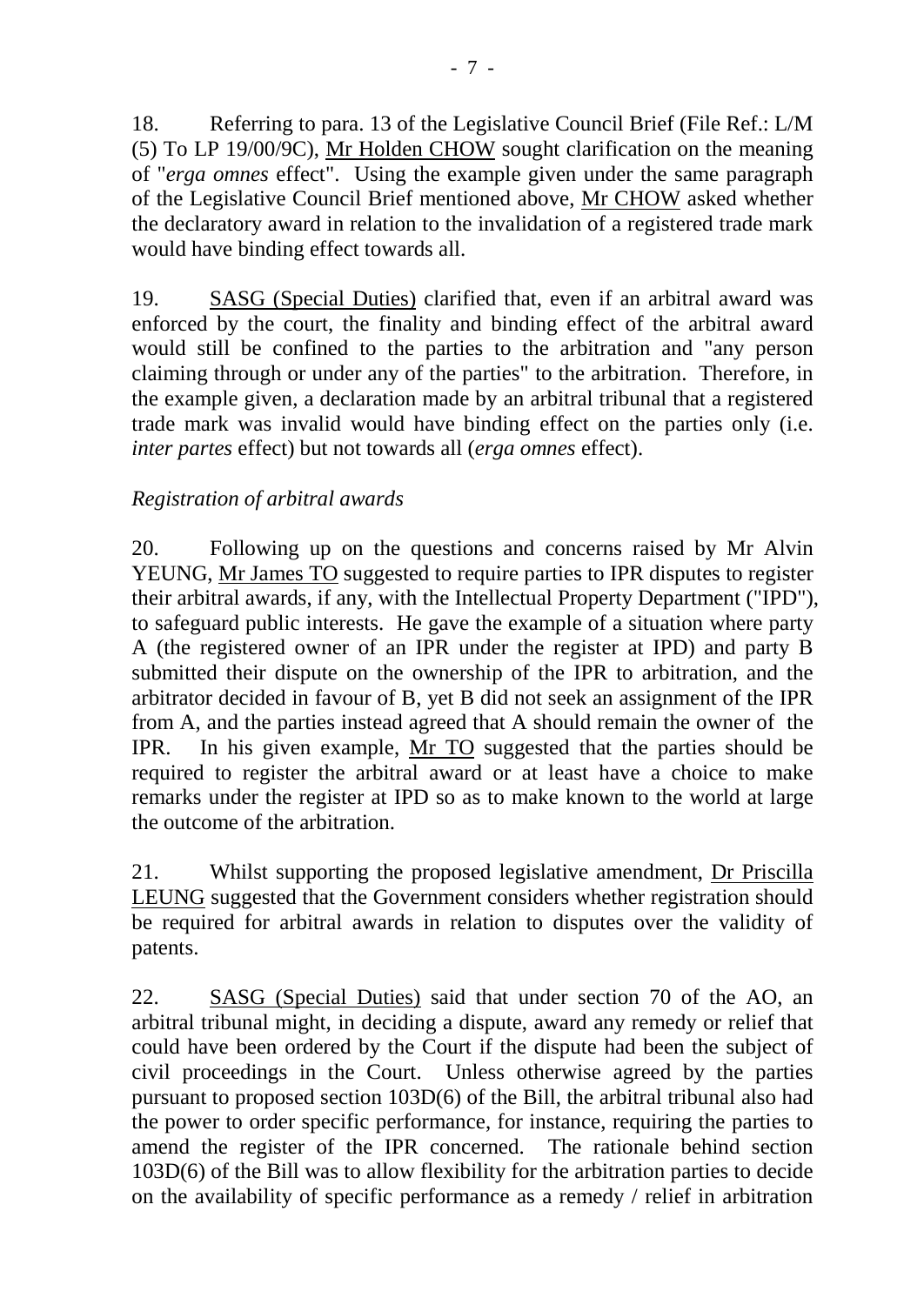18. Referring to para. 13 of the Legislative Council Brief (File Ref.: L/M (5) To LP 19/00/9C), Mr Holden CHOW sought clarification on the meaning of "*erga omnes* effect". Using the example given under the same paragraph of the Legislative Council Brief mentioned above, Mr CHOW asked whether the declaratory award in relation to the invalidation of a registered trade mark would have binding effect towards all.

19. SASG (Special Duties) clarified that, even if an arbitral award was enforced by the court, the finality and binding effect of the arbitral award would still be confined to the parties to the arbitration and "any person claiming through or under any of the parties" to the arbitration. Therefore, in the example given, a declaration made by an arbitral tribunal that a registered trade mark was invalid would have binding effect on the parties only (i.e. *inter partes* effect) but not towards all (*erga omnes* effect).

*Registration of arbitral awards*

20. Following up on the questions and concerns raised by Mr Alvin YEUNG, Mr James TO suggested to require parties to IPR disputes to register their arbitral awards, if any, with the Intellectual Property Department ("IPD"), to safeguard public interests. He gave the example of a situation where party A (the registered owner of an IPR under the register at IPD) and party B submitted their dispute on the ownership of the IPR to arbitration, and the arbitrator decided in favour of B, yet B did not seek an assignment of the IPR from A, and the parties instead agreed that A should remain the owner of the IPR. In his given example, Mr TO suggested that the parties should be required to register the arbitral award or at least have a choice to make remarks under the register at IPD so as to make known to the world at large the outcome of the arbitration.

21. Whilst supporting the proposed legislative amendment, Dr Priscilla LEUNG suggested that the Government considers whether registration should be required for arbitral awards in relation to disputes over the validity of patents.

22. SASG (Special Duties) said that under section 70 of the AO, an arbitral tribunal might, in deciding a dispute, award any remedy or relief that could have been ordered by the Court if the dispute had been the subject of civil proceedings in the Court. Unless otherwise agreed by the parties pursuant to proposed section 103D(6) of the Bill, the arbitral tribunal also had the power to order specific performance, for instance, requiring the parties to amend the register of the IPR concerned. The rationale behind section 103D(6) of the Bill was to allow flexibility for the arbitration parties to decide on the availability of specific performance as a remedy / relief in arbitration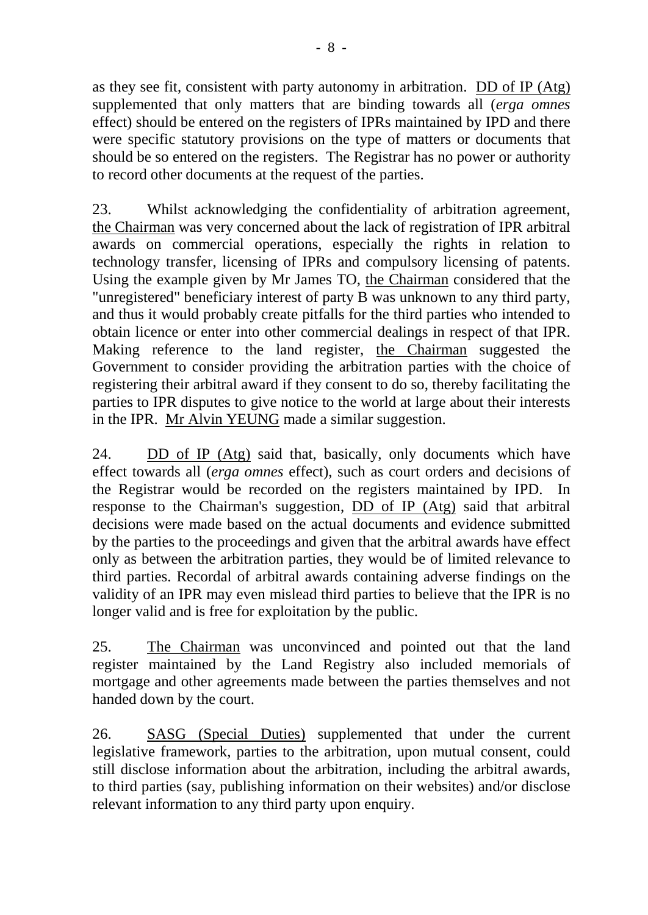as they see fit, consistent with party autonomy in arbitration. DD of IP (Atg) supplemented that only matters that are binding towards all (*erga omnes* effect) should be entered on the registers of IPRs maintained by IPD and there were specific statutory provisions on the type of matters or documents that should be so entered on the registers. The Registrar has no power or authority to record other documents at the request of the parties.

23. Whilst acknowledging the confidentiality of arbitration agreement, the Chairman was very concerned about the lack of registration of IPR arbitral awards on commercial operations, especially the rights in relation to technology transfer, licensing of IPRs and compulsory licensing of patents. Using the example given by Mr James TO, the Chairman considered that the "unregistered" beneficiary interest of party B was unknown to any third party, and thus it would probably create pitfalls for the third parties who intended to obtain licence or enter into other commercial dealings in respect of that IPR. Making reference to the land register, the Chairman suggested the Government to consider providing the arbitration parties with the choice of registering their arbitral award if they consent to do so, thereby facilitating the parties to IPR disputes to give notice to the world at large about their interests in the IPR. Mr Alvin YEUNG made a similar suggestion.

24. DD of IP (Atg) said that, basically, only documents which have effect towards all (*erga omnes* effect), such as court orders and decisions of the Registrar would be recorded on the registers maintained by IPD. In response to the Chairman's suggestion, DD of IP (Atg) said that arbitral decisions were made based on the actual documents and evidence submitted by the parties to the proceedings and given that the arbitral awards have effect only as between the arbitration parties, they would be of limited relevance to third parties. Recordal of arbitral awards containing adverse findings on the validity of an IPR may even mislead third parties to believe that the IPR is no longer valid and is free for exploitation by the public.

25. The Chairman was unconvinced and pointed out that the land register maintained by the Land Registry also included memorials of mortgage and other agreements made between the parties themselves and not handed down by the court.

26. SASG (Special Duties) supplemented that under the current legislative framework, parties to the arbitration, upon mutual consent, could still disclose information about the arbitration, including the arbitral awards, to third parties (say, publishing information on their websites) and/or disclose relevant information to any third party upon enquiry.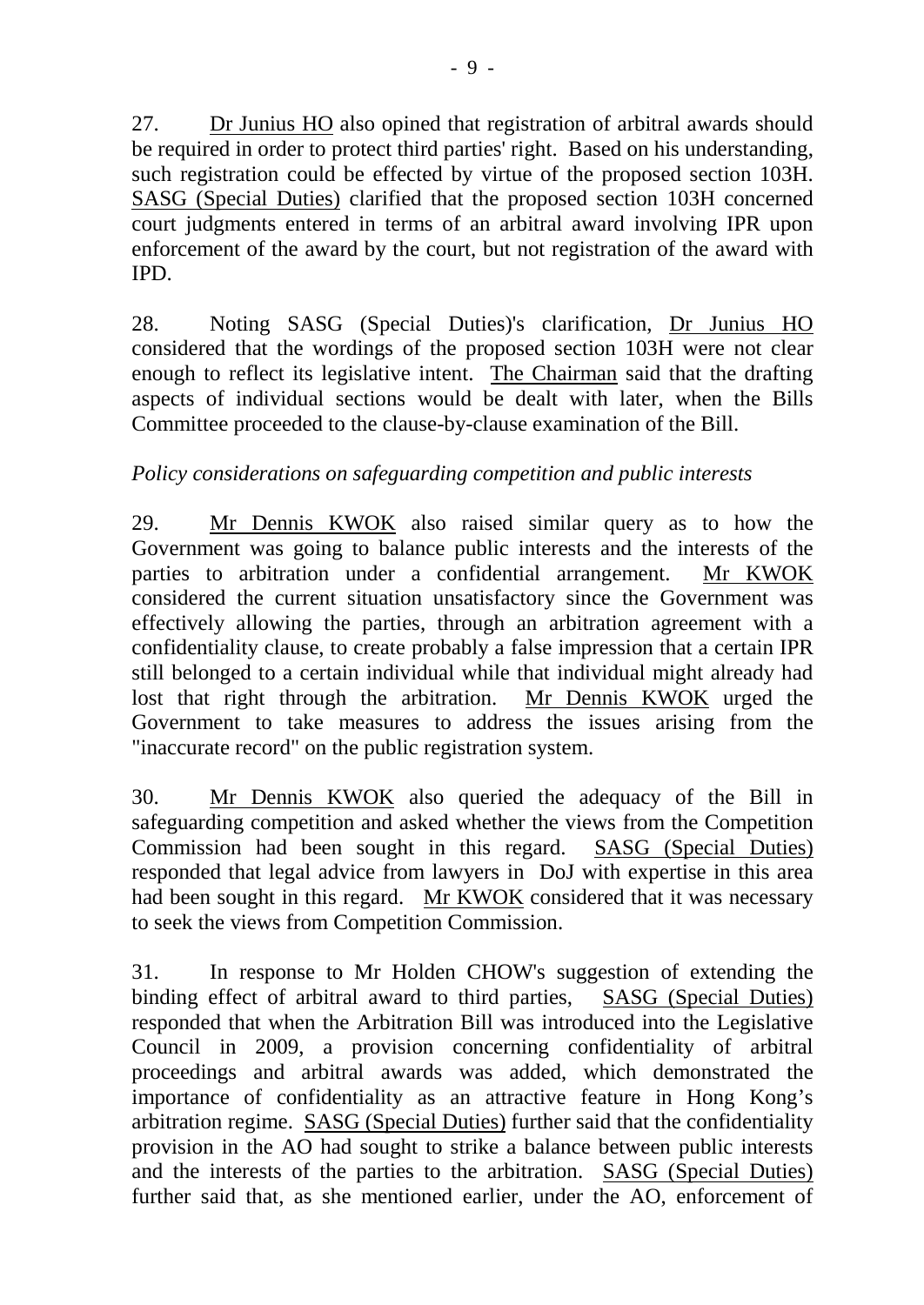27. Dr Junius HO also opined that registration of arbitral awards should be required in order to protect third parties' right. Based on his understanding, such registration could be effected by virtue of the proposed section 103H. SASG (Special Duties) clarified that the proposed section 103H concerned court judgments entered in terms of an arbitral award involving IPR upon enforcement of the award by the court, but not registration of the award with IPD.

28. Noting SASG (Special Duties)'s clarification, Dr Junius HO considered that the wordings of the proposed section 103H were not clear enough to reflect its legislative intent. The Chairman said that the drafting aspects of individual sections would be dealt with later, when the Bills Committee proceeded to the clause-by-clause examination of the Bill.

*Policy considerations on safeguarding competition and public interests*

29. Mr Dennis KWOK also raised similar query as to how the Government was going to balance public interests and the interests of the parties to arbitration under a confidential arrangement. Mr KWOK considered the current situation unsatisfactory since the Government was effectively allowing the parties, through an arbitration agreement with a confidentiality clause, to create probably a false impression that a certain IPR still belonged to a certain individual while that individual might already had lost that right through the arbitration. Mr Dennis KWOK urged the Government to take measures to address the issues arising from the "inaccurate record" on the public registration system.

30. Mr Dennis KWOK also queried the adequacy of the Bill in safeguarding competition and asked whether the views from the Competition Commission had been sought in this regard. SASG (Special Duties) responded that legal advice from lawyers in DoJ with expertise in this area had been sought in this regard. Mr KWOK considered that it was necessary to seek the views from Competition Commission.

31. In response to Mr Holden CHOW's suggestion of extending the binding effect of arbitral award to third parties, SASG (Special Duties) responded that when the Arbitration Bill was introduced into the Legislative Council in 2009, a provision concerning confidentiality of arbitral proceedings and arbitral awards was added, which demonstrated the importance of confidentiality as an attractive feature in Hong Kong's arbitration regime. SASG (Special Duties) further said that the confidentiality provision in the AO had sought to strike a balance between public interests and the interests of the parties to the arbitration. SASG (Special Duties) further said that, as she mentioned earlier, under the AO, enforcement of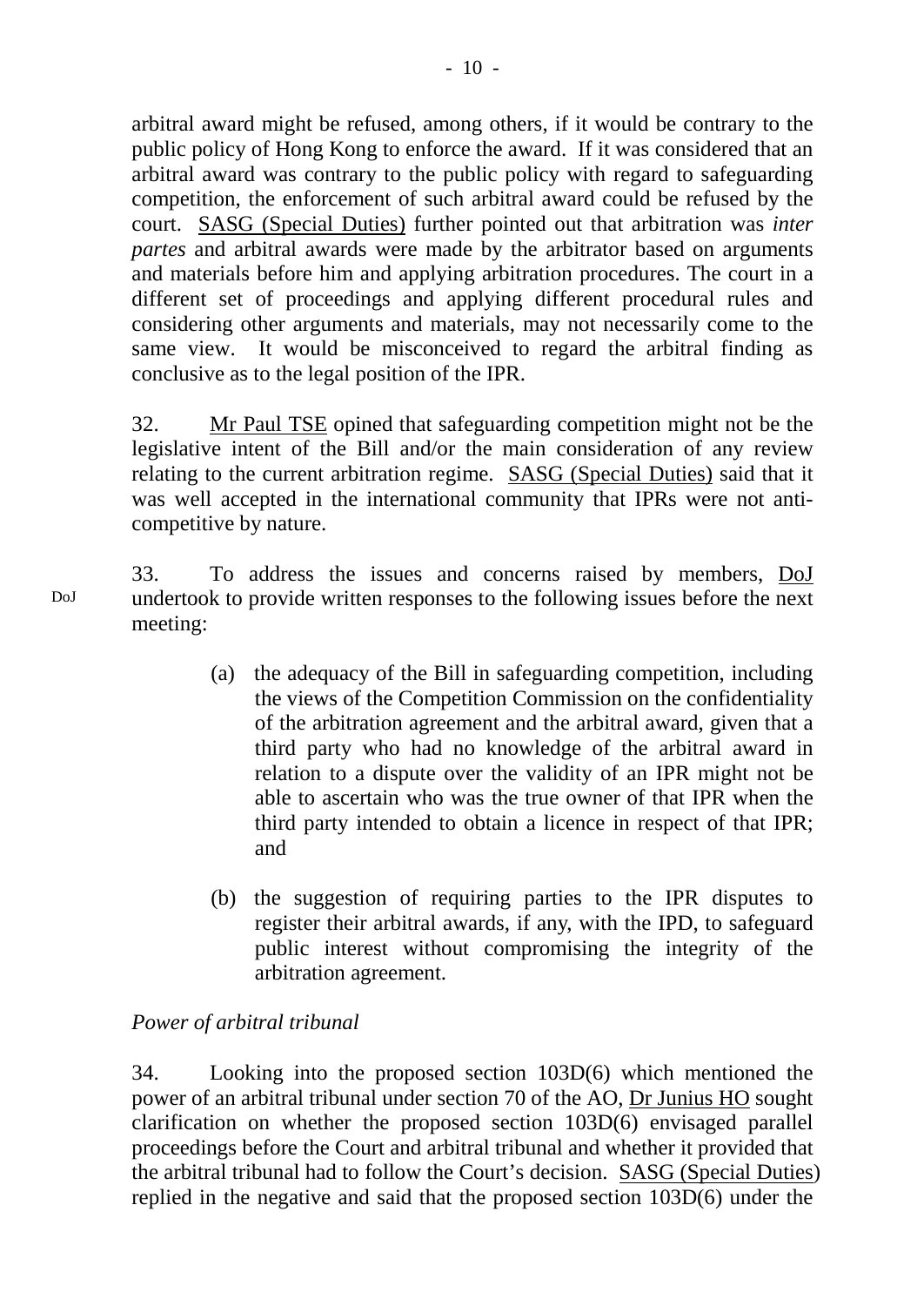arbitral award might be refused, among others, if it would be contrary to the public policy of Hong Kong to enforce the award. If it was considered that an arbitral award was contrary to the public policy with regard to safeguarding competition, the enforcement of such arbitral award could be refused by the court. SASG (Special Duties) further pointed out that arbitration was *inter partes* and arbitral awards were made by the arbitrator based on arguments and materials before him and applying arbitration procedures. The court in a different set of proceedings and applying different procedural rules and considering other arguments and materials, may not necessarily come to the same view. It would be misconceived to regard the arbitral finding as conclusive as to the legal position of the IPR.

32. Mr Paul TSE opined that safeguarding competition might not be the legislative intent of the Bill and/or the main consideration of any review relating to the current arbitration regime. SASG (Special Duties) said that it was well accepted in the international community that IPRs were not anti-competitive by nature.

DoJ

33. To address the issues and concerns raised by members, DoJ undertook to provide written responses to the following issues before the next meeting:

(a) the adequacy of the Bill in safeguarding competition, including the views of the Competition Commission on the confidentiality of the arbitration agreement and the arbitral award, given that a third party who had no knowledge of the arbitral award in relation to a dispute over the validity of an IPR might not be able to ascertain who was the true owner of that IPR when the third party intended to obtain a licence in respect of that IPR; and

(b) the suggestion of requiring parties to the IPR disputes to register their arbitral awards, if any, with the IPD, to safeguard public interest without compromising the integrity of the arbitration agreement.

*Power of arbitral tribunal*

34. Looking into the proposed section 103D(6) which mentioned the power of an arbitral tribunal under section 70 of the AO, Dr Junius HO sought clarification on whether the proposed section 103D(6) envisaged parallel proceedings before the Court and arbitral tribunal and whether it provided that the arbitral tribunal had to follow the Court's decision. SASG (Special Duties) replied in the negative and said that the proposed section 103D(6) under the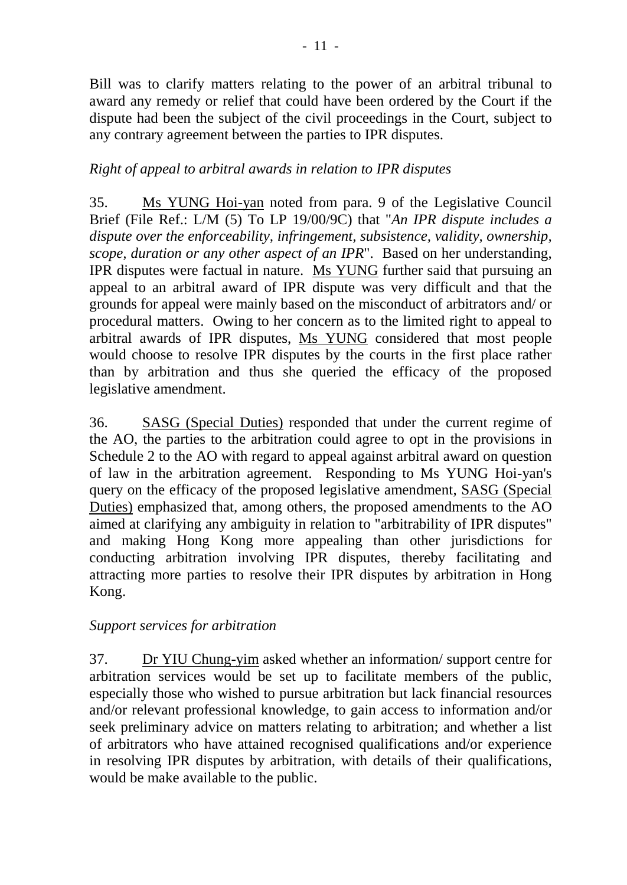Bill was to clarify matters relating to the power of an arbitral tribunal to award any remedy or relief that could have been ordered by the Court if the dispute had been the subject of the civil proceedings in the Court, subject to any contrary agreement between the parties to IPR disputes.

*Right of appeal to arbitral awards in relation to IPR disputes*

35. Ms YUNG Hoi-yan noted from para. 9 of the Legislative Council Brief (File Ref.: L/M (5) To LP 19/00/9C) that "*An IPR dispute includes a dispute over the enforceability, infringement, subsistence, validity, ownership, scope, duration or any other aspect of an IPR*". Based on her understanding, IPR disputes were factual in nature. Ms YUNG further said that pursuing an appeal to an arbitral award of IPR dispute was very difficult and that the grounds for appeal were mainly based on the misconduct of arbitrators and/ or procedural matters. Owing to her concern as to the limited right to appeal to arbitral awards of IPR disputes, Ms YUNG considered that most people would choose to resolve IPR disputes by the courts in the first place rather than by arbitration and thus she queried the efficacy of the proposed legislative amendment.

36. SASG (Special Duties) responded that under the current regime of the AO, the parties to the arbitration could agree to opt in the provisions in Schedule 2 to the AO with regard to appeal against arbitral award on question of law in the arbitration agreement. Responding to Ms YUNG Hoi-yan's query on the efficacy of the proposed legislative amendment, SASG (Special Duties) emphasized that, among others, the proposed amendments to the AO aimed at clarifying any ambiguity in relation to "arbitrability of IPR disputes" and making Hong Kong more appealing than other jurisdictions for conducting arbitration involving IPR disputes, thereby facilitating and attracting more parties to resolve their IPR disputes by arbitration in Hong Kong.

*Support services for arbitration*

37. Dr YIU Chung-yim asked whether an information/ support centre for arbitration services would be set up to facilitate members of the public, especially those who wished to pursue arbitration but lack financial resources and/or relevant professional knowledge, to gain access to information and/or seek preliminary advice on matters relating to arbitration; and whether a list of arbitrators who have attained recognised qualifications and/or experience in resolving IPR disputes by arbitration, with details of their qualifications, would be make available to the public.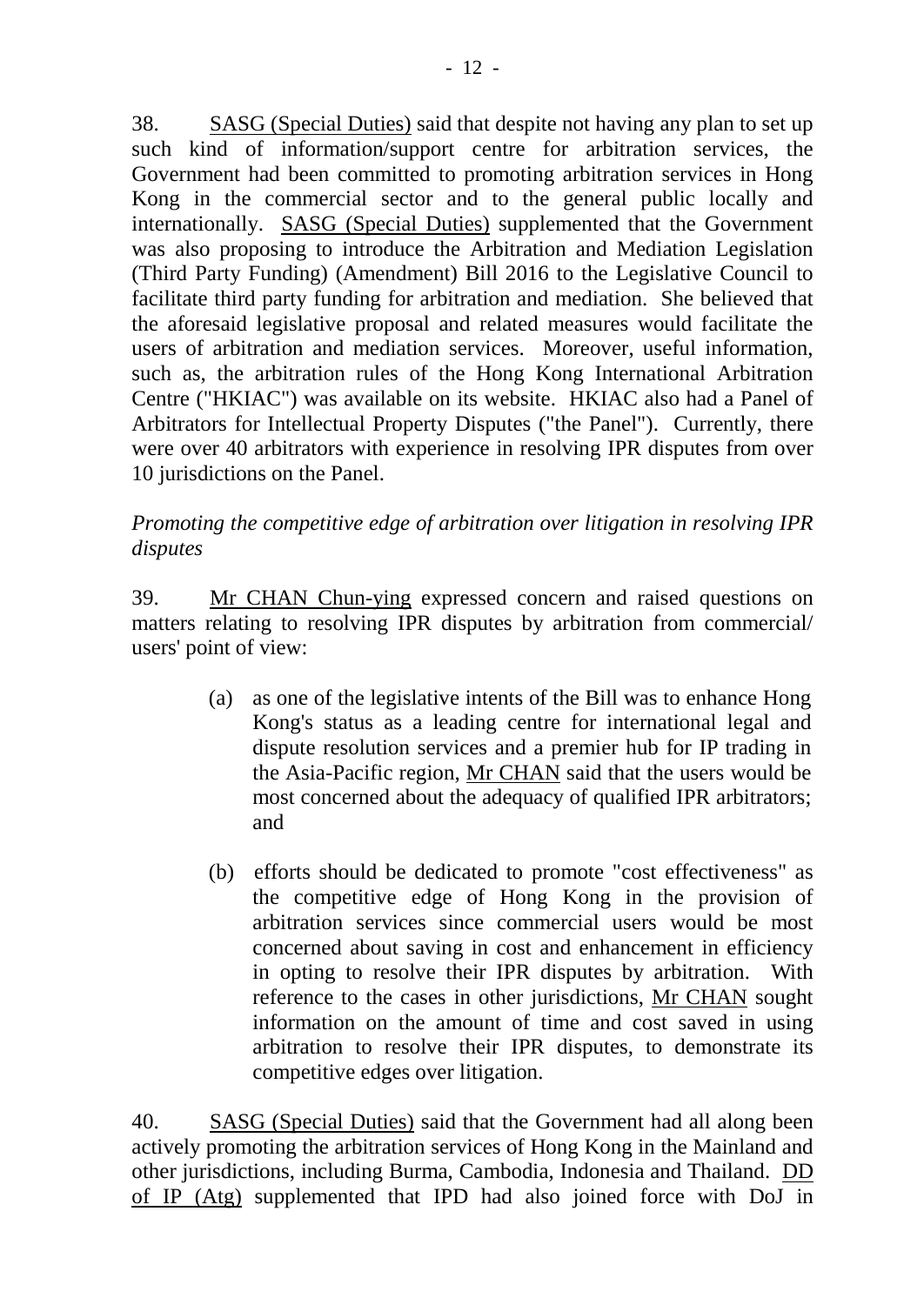38. SASG (Special Duties) said that despite not having any plan to set up such kind of information/support centre for arbitration services, the Government had been committed to promoting arbitration services in Hong Kong in the commercial sector and to the general public locally and internationally. SASG (Special Duties) supplemented that the Government was also proposing to introduce the Arbitration and Mediation Legislation (Third Party Funding) (Amendment) Bill 2016 to the Legislative Council to facilitate third party funding for arbitration and mediation. She believed that the aforesaid legislative proposal and related measures would facilitate the users of arbitration and mediation services. Moreover, useful information, such as, the arbitration rules of the Hong Kong International Arbitration Centre ("HKIAC") was available on its website. HKIAC also had a Panel of Arbitrators for Intellectual Property Disputes ("the Panel"). Currently, there were over 40 arbitrators with experience in resolving IPR disputes from over 10 jurisdictions on the Panel.

*Promoting the competitive edge of arbitration over litigation in resolving IPR disputes*

39. Mr CHAN Chun-ying expressed concern and raised questions on matters relating to resolving IPR disputes by arbitration from commercial/ users' point of view:

(a) as one of the legislative intents of the Bill was to enhance Hong Kong's status as a leading centre for international legal and dispute resolution services and a premier hub for IP trading in the Asia-Pacific region, Mr CHAN said that the users would be most concerned about the adequacy of qualified IPR arbitrators; and

(b) efforts should be dedicated to promote "cost effectiveness" as the competitive edge of Hong Kong in the provision of arbitration services since commercial users would be most concerned about saving in cost and enhancement in efficiency in opting to resolve their IPR disputes by arbitration. With reference to the cases in other jurisdictions, Mr CHAN sought information on the amount of time and cost saved in using arbitration to resolve their IPR disputes, to demonstrate its competitive edges over litigation.

40. SASG (Special Duties) said that the Government had all along been actively promoting the arbitration services of Hong Kong in the Mainland and other jurisdictions, including Burma, Cambodia, Indonesia and Thailand. DD of IP (Atg) supplemented that IPD had also joined force with DoJ in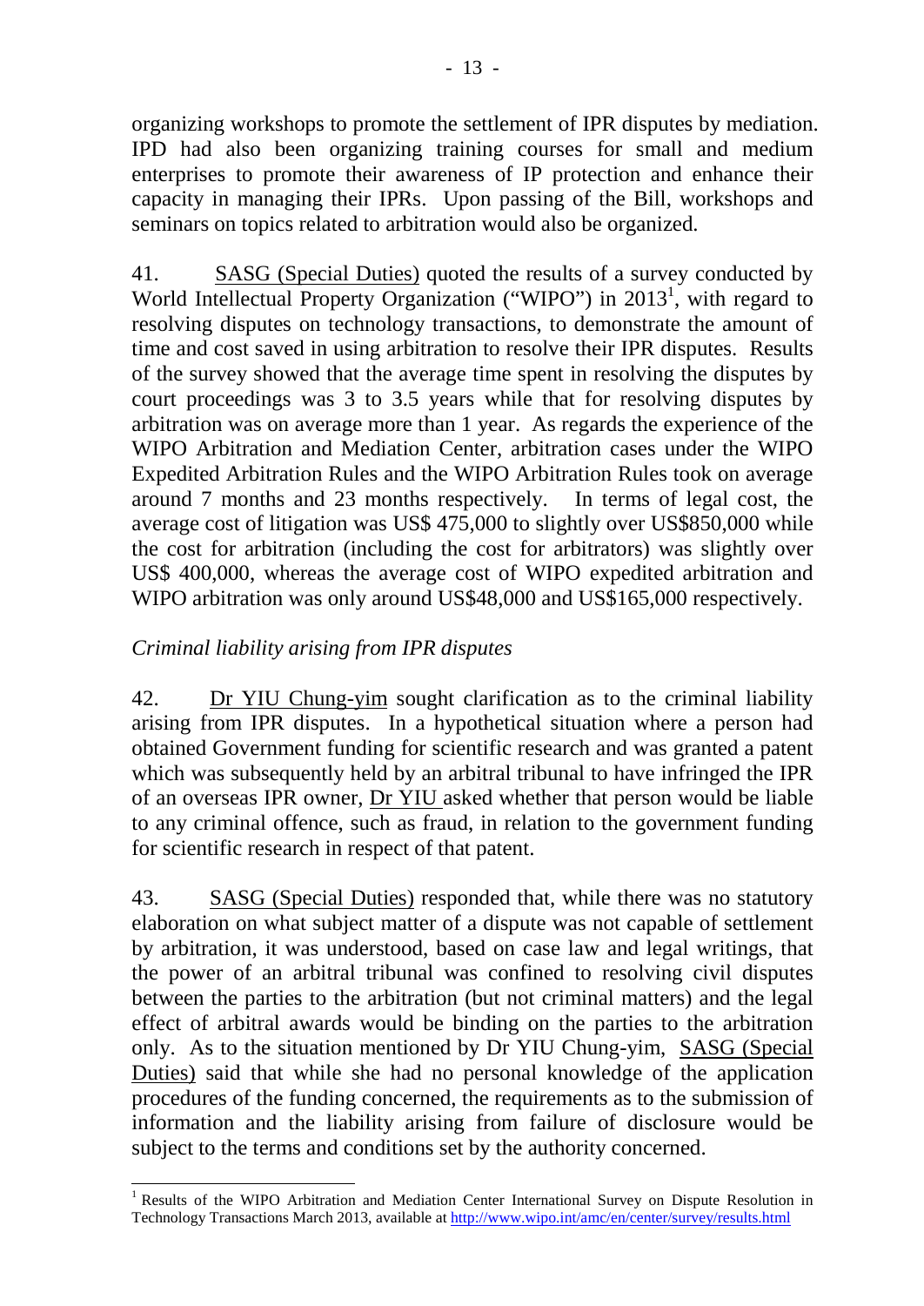organizing workshops to promote the settlement of IPR disputes by mediation. IPD had also been organizing training courses for small and medium enterprises to promote their awareness of IP protection and enhance their capacity in managing their IPRs. Upon passing of the Bill, workshops and seminars on topics related to arbitration would also be organized.

41. SASG (Special Duties) quoted the results of a survey conducted by World Intellectual Property Organization ("WIPO") in 2013[1], with regard to resolving disputes on technology transactions, to demonstrate the amount of time and cost saved in using arbitration to resolve their IPR disputes. Results of the survey showed that the average time spent in resolving the disputes by court proceedings was 3 to 3.5 years while that for resolving disputes by arbitration was on average more than 1 year. As regards the experience of the WIPO Arbitration and Mediation Center, arbitration cases under the WIPO Expedited Arbitration Rules and the WIPO Arbitration Rules took on average around 7 months and 23 months respectively. In terms of legal cost, the average cost of litigation was US$ 475,000 to slightly over US$850,000 while the cost for arbitration (including the cost for arbitrators) was slightly over US$ 400,000, whereas the average cost of WIPO expedited arbitration and WIPO arbitration was only around US$48,000 and US$165,000 respectively.

*Criminal liability arising from IPR disputes*

42. Dr YIU Chung-yim sought clarification as to the criminal liability arising from IPR disputes. In a hypothetical situation where a person had obtained Government funding for scientific research and was granted a patent which was subsequently held by an arbitral tribunal to have infringed the IPR of an overseas IPR owner, Dr YIU asked whether that person would be liable to any criminal offence, such as fraud, in relation to the government funding for scientific research in respect of that patent.

43. SASG (Special Duties) responded that, while there was no statutory elaboration on what subject matter of a dispute was not capable of settlement by arbitration, it was understood, based on case law and legal writings, that the power of an arbitral tribunal was confined to resolving civil disputes between the parties to the arbitration (but not criminal matters) and the legal effect of arbitral awards would be binding on the parties to the arbitration only. As to the situation mentioned by Dr YIU Chung-yim, SASG (Special Duties) said that while she had no personal knowledge of the application procedures of the funding concerned, the requirements as to the submission of information and the liability arising from failure of disclosure would be subject to the terms and conditions set by the authority concerned.

---

[1] Results of the WIPO Arbitration and Mediation Center International Survey on Dispute Resolution in Technology Transactions March 2013, available at http://www.wipo.int/amc/en/center/survey/results.html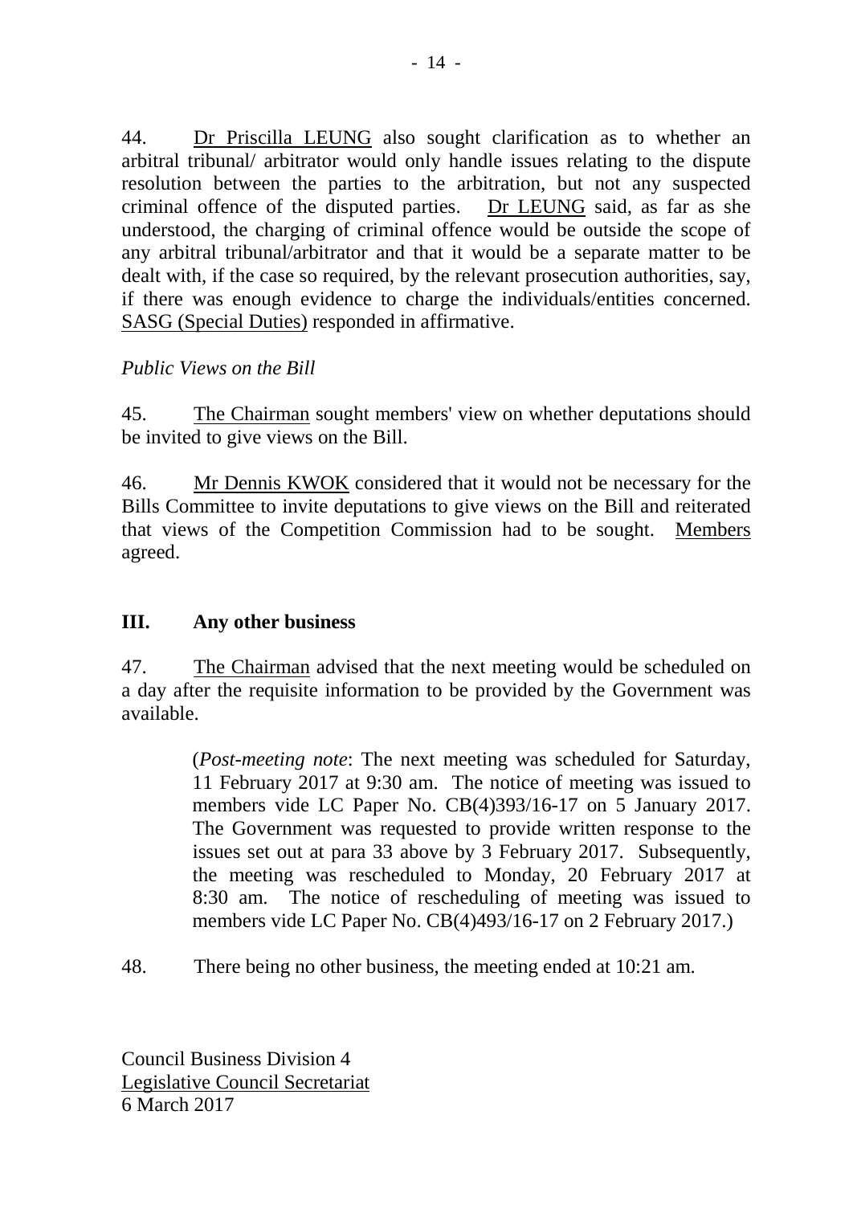44. Dr Priscilla LEUNG also sought clarification as to whether an arbitral tribunal/ arbitrator would only handle issues relating to the dispute resolution between the parties to the arbitration, but not any suspected criminal offence of the disputed parties. Dr LEUNG said, as far as she understood, the charging of criminal offence would be outside the scope of any arbitral tribunal/arbitrator and that it would be a separate matter to be dealt with, if the case so required, by the relevant prosecution authorities, say, if there was enough evidence to charge the individuals/entities concerned. SASG (Special Duties) responded in affirmative.

*Public Views on the Bill*

45. The Chairman sought members' view on whether deputations should be invited to give views on the Bill.

46. Mr Dennis KWOK considered that it would not be necessary for the Bills Committee to invite deputations to give views on the Bill and reiterated that views of the Competition Commission had to be sought. Members agreed.

## III. Any other business

47. The Chairman advised that the next meeting would be scheduled on a day after the requisite information to be provided by the Government was available.

> (*Post-meeting note*: The next meeting was scheduled for Saturday, 11 February 2017 at 9:30 am. The notice of meeting was issued to members vide LC Paper No. CB(4)393/16-17 on 5 January 2017. The Government was requested to provide written response to the issues set out at para 33 above by 3 February 2017. Subsequently, the meeting was rescheduled to Monday, 20 February 2017 at 8:30 am. The notice of rescheduling of meeting was issued to members vide LC Paper No. CB(4)493/16-17 on 2 February 2017.)

48. There being no other business, the meeting ended at 10:21 am.

Council Business Division 4
Legislative Council Secretariat
6 March 2017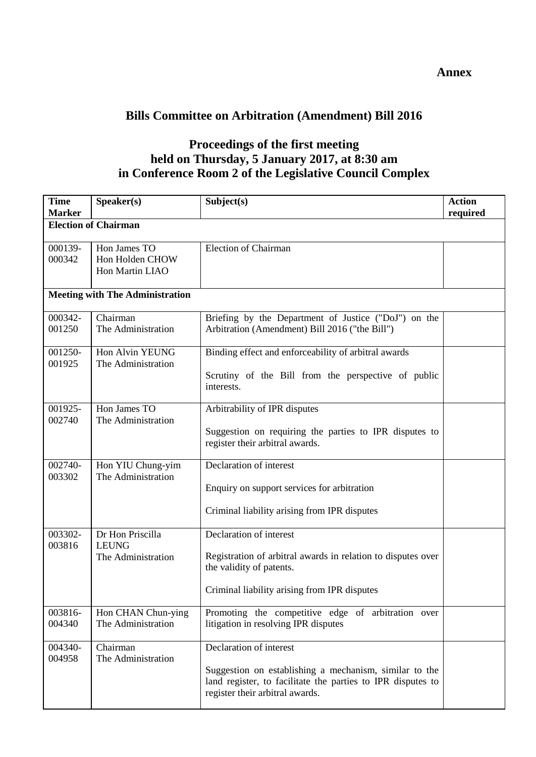**Annex**

## Bills Committee on Arbitration (Amendment) Bill 2016

### Proceedings of the first meeting held on Thursday, 5 January 2017, at 8:30 am in Conference Room 2 of the Legislative Council Complex

| Time Marker | Speaker(s) | Subject(s) | Action required |
|---|---|---|---|
| **Election of Chairman** | | | |
| 000139-000342 | Hon James TO<br>Hon Holden CHOW<br>Hon Martin LIAO | Election of Chairman | |
| **Meeting with The Administration** | | | |
| 000342-001250 | Chairman<br>The Administration | Briefing by the Department of Justice ("DoJ") on the Arbitration (Amendment) Bill 2016 ("the Bill") | |
| 001250-001925 | Hon Alvin YEUNG<br>The Administration | Binding effect and enforceability of arbitral awards<br><br>Scrutiny of the Bill from the perspective of public interests. | |
| 001925-002740 | Hon James TO<br>The Administration | Arbitrability of IPR disputes<br><br>Suggestion on requiring the parties to IPR disputes to register their arbitral awards. | |
| 002740-003302 | Hon YIU Chung-yim<br>The Administration | Declaration of interest<br><br>Enquiry on support services for arbitration<br><br>Criminal liability arising from IPR disputes | |
| 003302-003816 | Dr Hon Priscilla LEUNG<br>The Administration | Declaration of interest<br><br>Registration of arbitral awards in relation to disputes over the validity of patents.<br><br>Criminal liability arising from IPR disputes | |
| 003816-004340 | Hon CHAN Chun-ying<br>The Administration | Promoting the competitive edge of arbitration over litigation in resolving IPR disputes | |
| 004340-004958 | Chairman<br>The Administration | Declaration of interest<br><br>Suggestion on establishing a mechanism, similar to the land register, to facilitate the parties to IPR disputes to register their arbitral awards. | |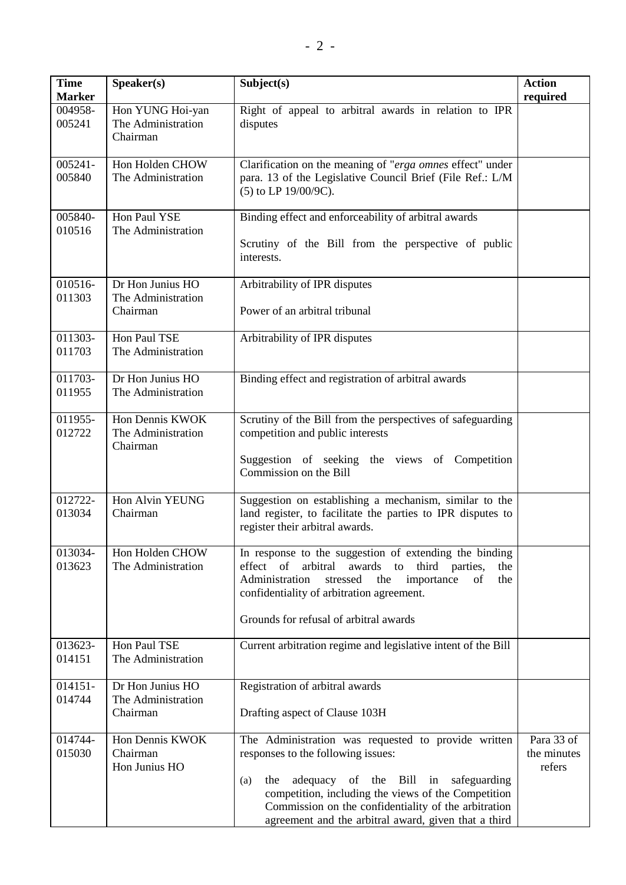| Time Marker | Speaker(s) | Subject(s) | Action required |
|---|---|---|---|
| 004958-005241 | Hon YUNG Hoi-yan<br>The Administration<br>Chairman | Right of appeal to arbitral awards in relation to IPR disputes | |
| 005241-005840 | Hon Holden CHOW<br>The Administration | Clarification on the meaning of "*erga omnes* effect" under para. 13 of the Legislative Council Brief (File Ref.: L/M (5) to LP 19/00/9C). | |
| 005840-010516 | Hon Paul YSE<br>The Administration | Binding effect and enforceability of arbitral awards<br><br>Scrutiny of the Bill from the perspective of public interests. | |
| 010516-011303 | Dr Hon Junius HO<br>The Administration<br>Chairman | Arbitrability of IPR disputes<br><br>Power of an arbitral tribunal | |
| 011303-011703 | Hon Paul TSE<br>The Administration | Arbitrability of IPR disputes | |
| 011703-011955 | Dr Hon Junius HO<br>The Administration | Binding effect and registration of arbitral awards | |
| 011955-012722 | Hon Dennis KWOK<br>The Administration<br>Chairman | Scrutiny of the Bill from the perspectives of safeguarding competition and public interests<br><br>Suggestion of seeking the views of Competition Commission on the Bill | |
| 012722-013034 | Hon Alvin YEUNG<br>Chairman | Suggestion on establishing a mechanism, similar to the land register, to facilitate the parties to IPR disputes to register their arbitral awards. | |
| 013034-013623 | Hon Holden CHOW<br>The Administration | In response to the suggestion of extending the binding effect of arbitral awards to third parties, the Administration stressed the importance of the confidentiality of arbitration agreement.<br><br>Grounds for refusal of arbitral awards | |
| 013623-014151 | Hon Paul TSE<br>The Administration | Current arbitration regime and legislative intent of the Bill | |
| 014151-014744 | Dr Hon Junius HO<br>The Administration<br>Chairman | Registration of arbitral awards<br><br>Drafting aspect of Clause 103H | |
| 014744-015030 | Hon Dennis KWOK<br>Chairman<br>Hon Junius HO | The Administration was requested to provide written responses to the following issues:<br><br>(a) the adequacy of the Bill in safeguarding competition, including the views of the Competition Commission on the confidentiality of the arbitration agreement and the arbitral award, given that a third | Para 33 of the minutes refers |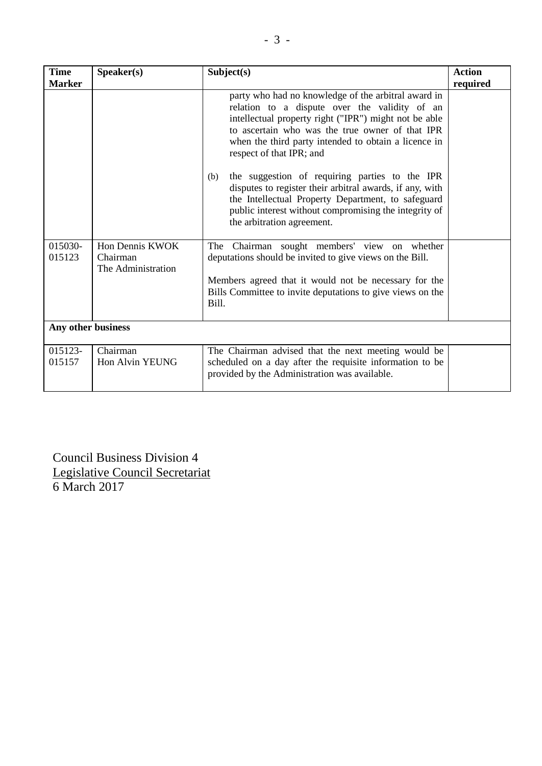| Time Marker | Speaker(s) | Subject(s) | Action required |
|---|---|---|---|
| | | party who had no knowledge of the arbitral award in relation to a dispute over the validity of an intellectual property right ("IPR") might not be able to ascertain who was the true owner of that IPR when the third party intended to obtain a licence in respect of that IPR; and<br><br>(b) the suggestion of requiring parties to the IPR disputes to register their arbitral awards, if any, with the Intellectual Property Department, to safeguard public interest without compromising the integrity of the arbitration agreement. | |
| 015030-015123 | Hon Dennis KWOK<br>Chairman<br>The Administration | The Chairman sought members' view on whether deputations should be invited to give views on the Bill.<br><br>Members agreed that it would not be necessary for the Bills Committee to invite deputations to give views on the Bill. | |
| **Any other business** | | | |
| 015123-015157 | Chairman<br>Hon Alvin YEUNG | The Chairman advised that the next meeting would be scheduled on a day after the requisite information to be provided by the Administration was available. | |

Council Business Division 4
Legislative Council Secretariat
6 March 2017